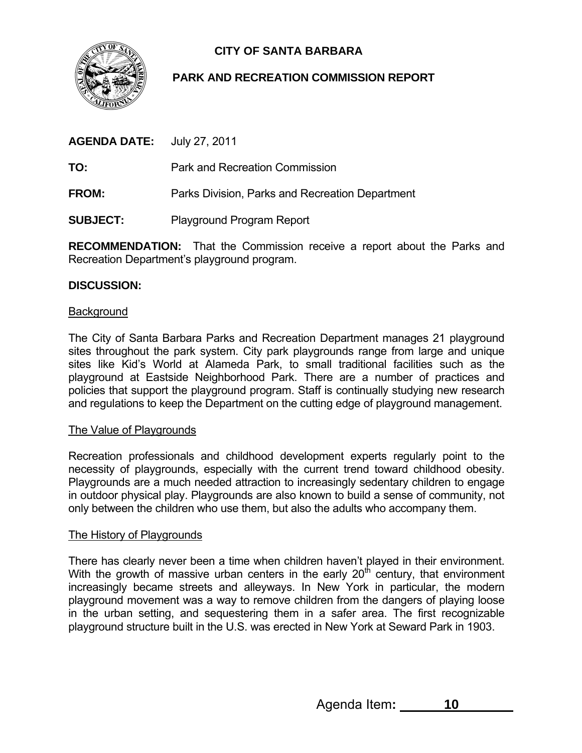# CITY OF SANTA BARBARA

## PARK AND RECREATION COMMISSION REPORT

**AGENDA DATE:** July 27, 2011

**TO:** Park and Recreation Commission

**FROM:** Parks Division, Parks and Recreation Department

**SUBJECT:** Playground Program Report

**RECOMMENDATION:** That the Commission receive a report about the Parks and Recreation Department's playground program.

**DISCUSSION:**

<u>Background</u>

The City of Santa Barbara Parks and Recreation Department manages 21 playground sites throughout the park system. City park playgrounds range from large and unique sites like Kid's World at Alameda Park, to small traditional facilities such as the playground at Eastside Neighborhood Park. There are a number of practices and policies that support the playground program. Staff is continually studying new research and regulations to keep the Department on the cutting edge of playground management.

<u>The Value of Playgrounds</u>

Recreation professionals and childhood development experts regularly point to the necessity of playgrounds, especially with the current trend toward childhood obesity. Playgrounds are a much needed attraction to increasingly sedentary children to engage in outdoor physical play. Playgrounds are also known to build a sense of community, not only between the children who use them, but also the adults who accompany them.

<u>The History of Playgrounds</u>

There has clearly never been a time when children haven't played in their environment. With the growth of massive urban centers in the early 20th century, that environment increasingly became streets and alleyways. In New York in particular, the modern playground movement was a way to remove children from the dangers of playing loose in the urban setting, and sequestering them in a safer area. The first recognizable playground structure built in the U.S. was erected in New York at Seward Park in 1903.

Agenda Item**:** 10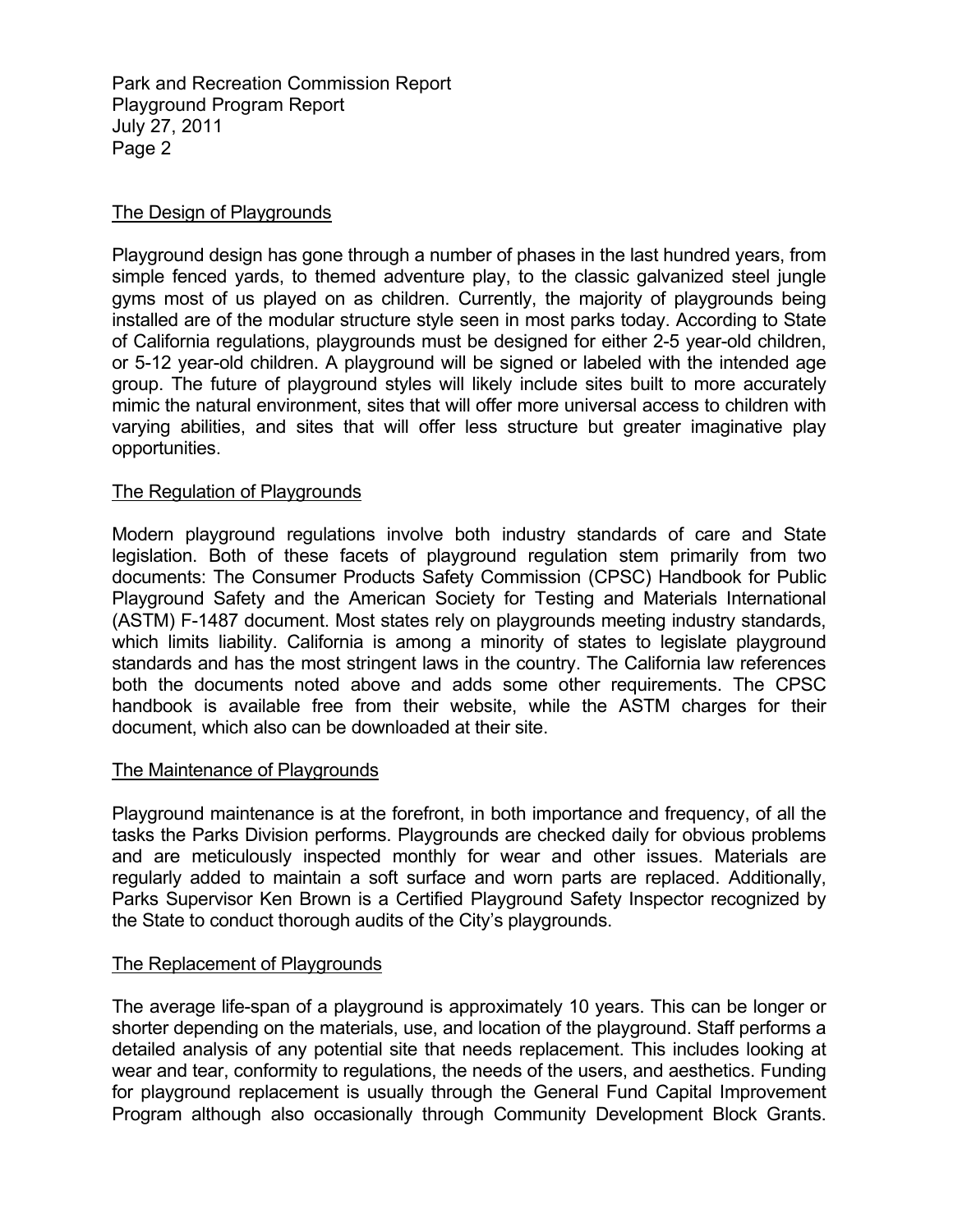## The Design of Playgrounds

Playground design has gone through a number of phases in the last hundred years, from simple fenced yards, to themed adventure play, to the classic galvanized steel jungle gyms most of us played on as children. Currently, the majority of playgrounds being installed are of the modular structure style seen in most parks today. According to State of California regulations, playgrounds must be designed for either 2-5 year-old children, or 5-12 year-old children. A playground will be signed or labeled with the intended age group. The future of playground styles will likely include sites built to more accurately mimic the natural environment, sites that will offer more universal access to children with varying abilities, and sites that will offer less structure but greater imaginative play opportunities.

## The Regulation of Playgrounds

Modern playground regulations involve both industry standards of care and State legislation. Both of these facets of playground regulation stem primarily from two documents: The Consumer Products Safety Commission (CPSC) Handbook for Public Playground Safety and the American Society for Testing and Materials International (ASTM) F-1487 document. Most states rely on playgrounds meeting industry standards, which limits liability. California is among a minority of states to legislate playground standards and has the most stringent laws in the country. The California law references both the documents noted above and adds some other requirements. The CPSC handbook is available free from their website, while the ASTM charges for their document, which also can be downloaded at their site.

## The Maintenance of Playgrounds

Playground maintenance is at the forefront, in both importance and frequency, of all the tasks the Parks Division performs. Playgrounds are checked daily for obvious problems and are meticulously inspected monthly for wear and other issues. Materials are regularly added to maintain a soft surface and worn parts are replaced. Additionally, Parks Supervisor Ken Brown is a Certified Playground Safety Inspector recognized by the State to conduct thorough audits of the City's playgrounds.

## The Replacement of Playgrounds

The average life-span of a playground is approximately 10 years. This can be longer or shorter depending on the materials, use, and location of the playground. Staff performs a detailed analysis of any potential site that needs replacement. This includes looking at wear and tear, conformity to regulations, the needs of the users, and aesthetics. Funding for playground replacement is usually through the General Fund Capital Improvement Program although also occasionally through Community Development Block Grants.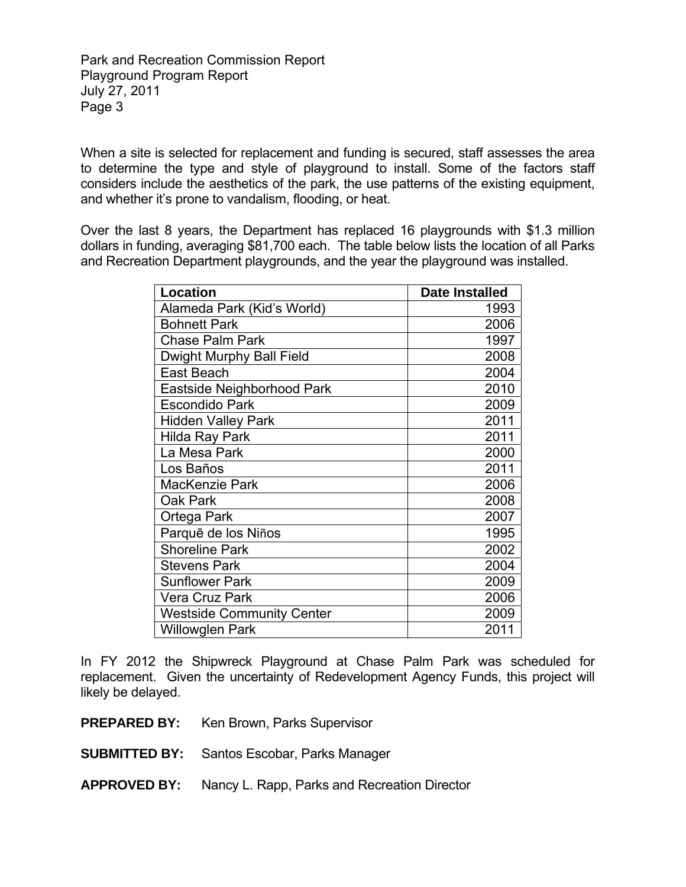When a site is selected for replacement and funding is secured, staff assesses the area to determine the type and style of playground to install. Some of the factors staff considers include the aesthetics of the park, the use patterns of the existing equipment, and whether it's prone to vandalism, flooding, or heat.

Over the last 8 years, the Department has replaced 16 playgrounds with $1.3 million dollars in funding, averaging $81,700 each. The table below lists the location of all Parks and Recreation Department playgrounds, and the year the playground was installed.

| Location | Date Installed |
|---|---:|
| Alameda Park (Kid's World) | 1993 |
| Bohnett Park | 2006 |
| Chase Palm Park | 1997 |
| Dwight Murphy Ball Field | 2008 |
| East Beach | 2004 |
| Eastside Neighborhood Park | 2010 |
| Escondido Park | 2009 |
| Hidden Valley Park | 2011 |
| Hilda Ray Park | 2011 |
| La Mesa Park | 2000 |
| Los Baños | 2011 |
| MacKenzie Park | 2006 |
| Oak Park | 2008 |
| Ortega Park | 2007 |
| Parquē de los Niños | 1995 |
| Shoreline Park | 2002 |
| Stevens Park | 2004 |
| Sunflower Park | 2009 |
| Vera Cruz Park | 2006 |
| Westside Community Center | 2009 |
| Willowglen Park | 2011 |

In FY 2012 the Shipwreck Playground at Chase Palm Park was scheduled for replacement. Given the uncertainty of Redevelopment Agency Funds, this project will likely be delayed.

**PREPARED BY:** Ken Brown, Parks Supervisor

**SUBMITTED BY:** Santos Escobar, Parks Manager

**APPROVED BY:** Nancy L. Rapp, Parks and Recreation Director